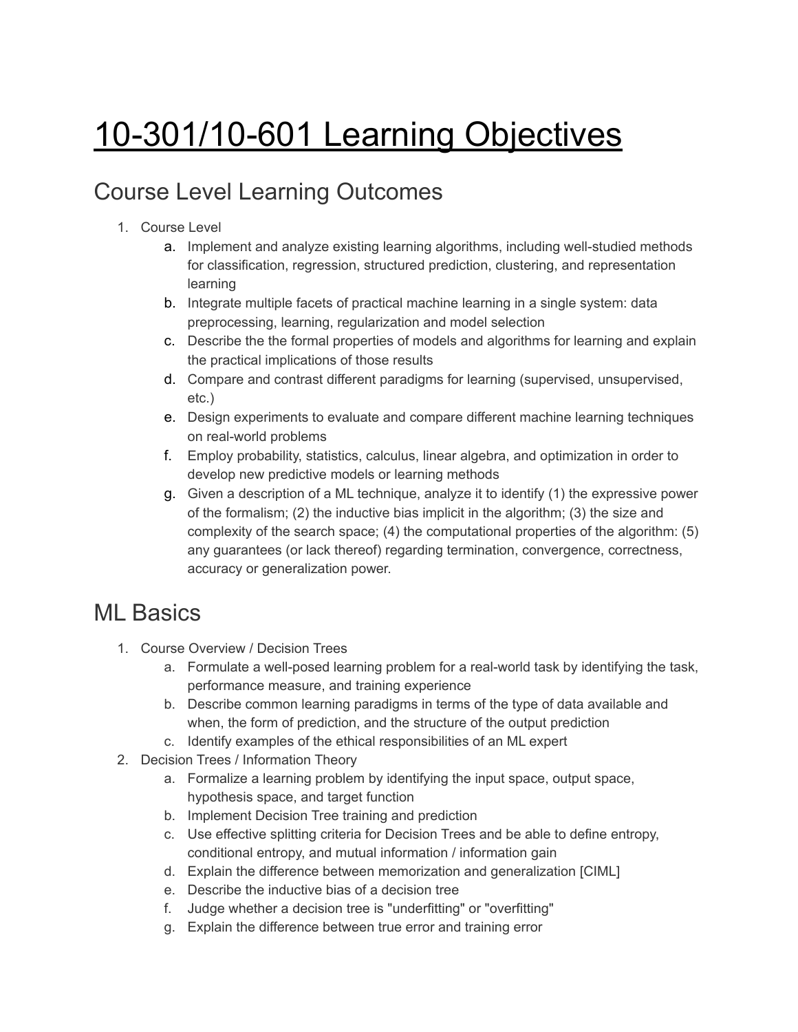# 10-301/10-601 Learning Objectives

## Course Level Learning Outcomes

1. Course Level
    a. Implement and analyze existing learning algorithms, including well-studied methods for classification, regression, structured prediction, clustering, and representation learning
    b. Integrate multiple facets of practical machine learning in a single system: data preprocessing, learning, regularization and model selection
    c. Describe the the formal properties of models and algorithms for learning and explain the practical implications of those results
    d. Compare and contrast different paradigms for learning (supervised, unsupervised, etc.)
    e. Design experiments to evaluate and compare different machine learning techniques on real-world problems
    f. Employ probability, statistics, calculus, linear algebra, and optimization in order to develop new predictive models or learning methods
    g. Given a description of a ML technique, analyze it to identify (1) the expressive power of the formalism; (2) the inductive bias implicit in the algorithm; (3) the size and complexity of the search space; (4) the computational properties of the algorithm: (5) any guarantees (or lack thereof) regarding termination, convergence, correctness, accuracy or generalization power.

## ML Basics

1. Course Overview / Decision Trees
    a. Formulate a well-posed learning problem for a real-world task by identifying the task, performance measure, and training experience
    b. Describe common learning paradigms in terms of the type of data available and when, the form of prediction, and the structure of the output prediction
    c. Identify examples of the ethical responsibilities of an ML expert
2. Decision Trees / Information Theory
    a. Formalize a learning problem by identifying the input space, output space, hypothesis space, and target function
    b. Implement Decision Tree training and prediction
    c. Use effective splitting criteria for Decision Trees and be able to define entropy, conditional entropy, and mutual information / information gain
    d. Explain the difference between memorization and generalization [CIML]
    e. Describe the inductive bias of a decision tree
    f. Judge whether a decision tree is "underfitting" or "overfitting"
    g. Explain the difference between true error and training error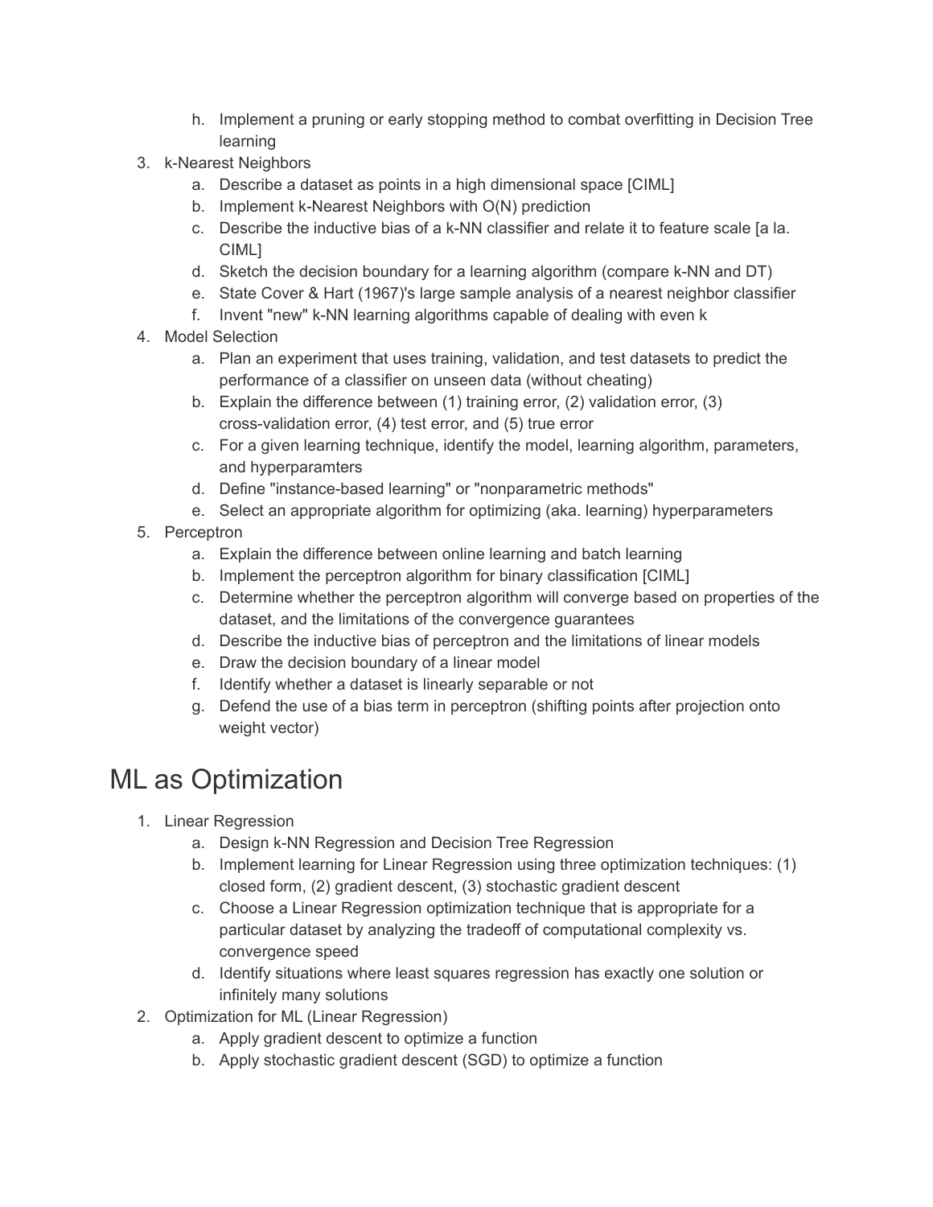h. Implement a pruning or early stopping method to combat overfitting in Decision Tree learning

3. k-Nearest Neighbors
   a. Describe a dataset as points in a high dimensional space [CIML]
   b. Implement k-Nearest Neighbors with O(N) prediction
   c. Describe the inductive bias of a k-NN classifier and relate it to feature scale [a la. CIML]
   d. Sketch the decision boundary for a learning algorithm (compare k-NN and DT)
   e. State Cover & Hart (1967)'s large sample analysis of a nearest neighbor classifier
   f. Invent "new" k-NN learning algorithms capable of dealing with even k
4. Model Selection
   a. Plan an experiment that uses training, validation, and test datasets to predict the performance of a classifier on unseen data (without cheating)
   b. Explain the difference between (1) training error, (2) validation error, (3) cross-validation error, (4) test error, and (5) true error
   c. For a given learning technique, identify the model, learning algorithm, parameters, and hyperparamters
   d. Define "instance-based learning" or "nonparametric methods"
   e. Select an appropriate algorithm for optimizing (aka. learning) hyperparameters
5. Perceptron
   a. Explain the difference between online learning and batch learning
   b. Implement the perceptron algorithm for binary classification [CIML]
   c. Determine whether the perceptron algorithm will converge based on properties of the dataset, and the limitations of the convergence guarantees
   d. Describe the inductive bias of perceptron and the limitations of linear models
   e. Draw the decision boundary of a linear model
   f. Identify whether a dataset is linearly separable or not
   g. Defend the use of a bias term in perceptron (shifting points after projection onto weight vector)

# ML as Optimization

1. Linear Regression
   a. Design k-NN Regression and Decision Tree Regression
   b. Implement learning for Linear Regression using three optimization techniques: (1) closed form, (2) gradient descent, (3) stochastic gradient descent
   c. Choose a Linear Regression optimization technique that is appropriate for a particular dataset by analyzing the tradeoff of computational complexity vs. convergence speed
   d. Identify situations where least squares regression has exactly one solution or infinitely many solutions
2. Optimization for ML (Linear Regression)
   a. Apply gradient descent to optimize a function
   b. Apply stochastic gradient descent (SGD) to optimize a function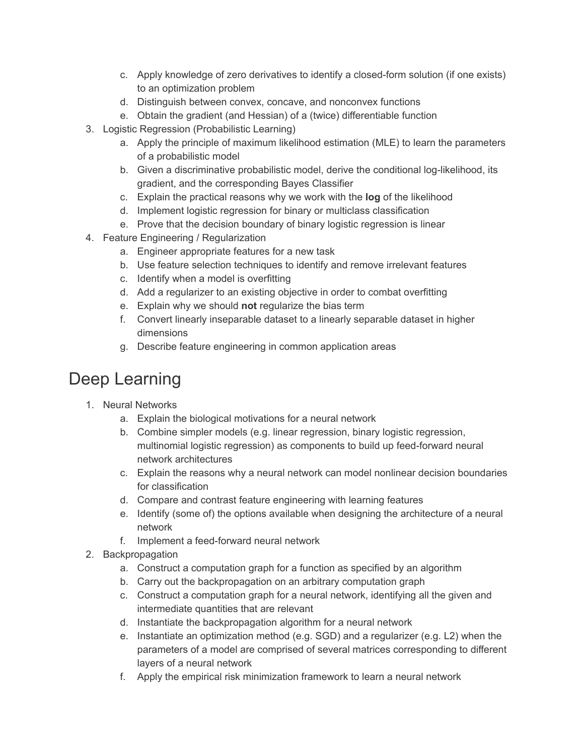c. Apply knowledge of zero derivatives to identify a closed-form solution (if one exists) to an optimization problem
d. Distinguish between convex, concave, and nonconvex functions
e. Obtain the gradient (and Hessian) of a (twice) differentiable function

3. Logistic Regression (Probabilistic Learning)
    a. Apply the principle of maximum likelihood estimation (MLE) to learn the parameters of a probabilistic model
    b. Given a discriminative probabilistic model, derive the conditional log-likelihood, its gradient, and the corresponding Bayes Classifier
    c. Explain the practical reasons why we work with the **log** of the likelihood
    d. Implement logistic regression for binary or multiclass classification
    e. Prove that the decision boundary of binary logistic regression is linear
4. Feature Engineering / Regularization
    a. Engineer appropriate features for a new task
    b. Use feature selection techniques to identify and remove irrelevant features
    c. Identify when a model is overfitting
    d. Add a regularizer to an existing objective in order to combat overfitting
    e. Explain why we should **not** regularize the bias term
    f. Convert linearly inseparable dataset to a linearly separable dataset in higher dimensions
    g. Describe feature engineering in common application areas

# Deep Learning

1. Neural Networks
    a. Explain the biological motivations for a neural network
    b. Combine simpler models (e.g. linear regression, binary logistic regression, multinomial logistic regression) as components to build up feed-forward neural network architectures
    c. Explain the reasons why a neural network can model nonlinear decision boundaries for classification
    d. Compare and contrast feature engineering with learning features
    e. Identify (some of) the options available when designing the architecture of a neural network
    f. Implement a feed-forward neural network
2. Backpropagation
    a. Construct a computation graph for a function as specified by an algorithm
    b. Carry out the backpropagation on an arbitrary computation graph
    c. Construct a computation graph for a neural network, identifying all the given and intermediate quantities that are relevant
    d. Instantiate the backpropagation algorithm for a neural network
    e. Instantiate an optimization method (e.g. SGD) and a regularizer (e.g. L2) when the parameters of a model are comprised of several matrices corresponding to different layers of a neural network
    f. Apply the empirical risk minimization framework to learn a neural network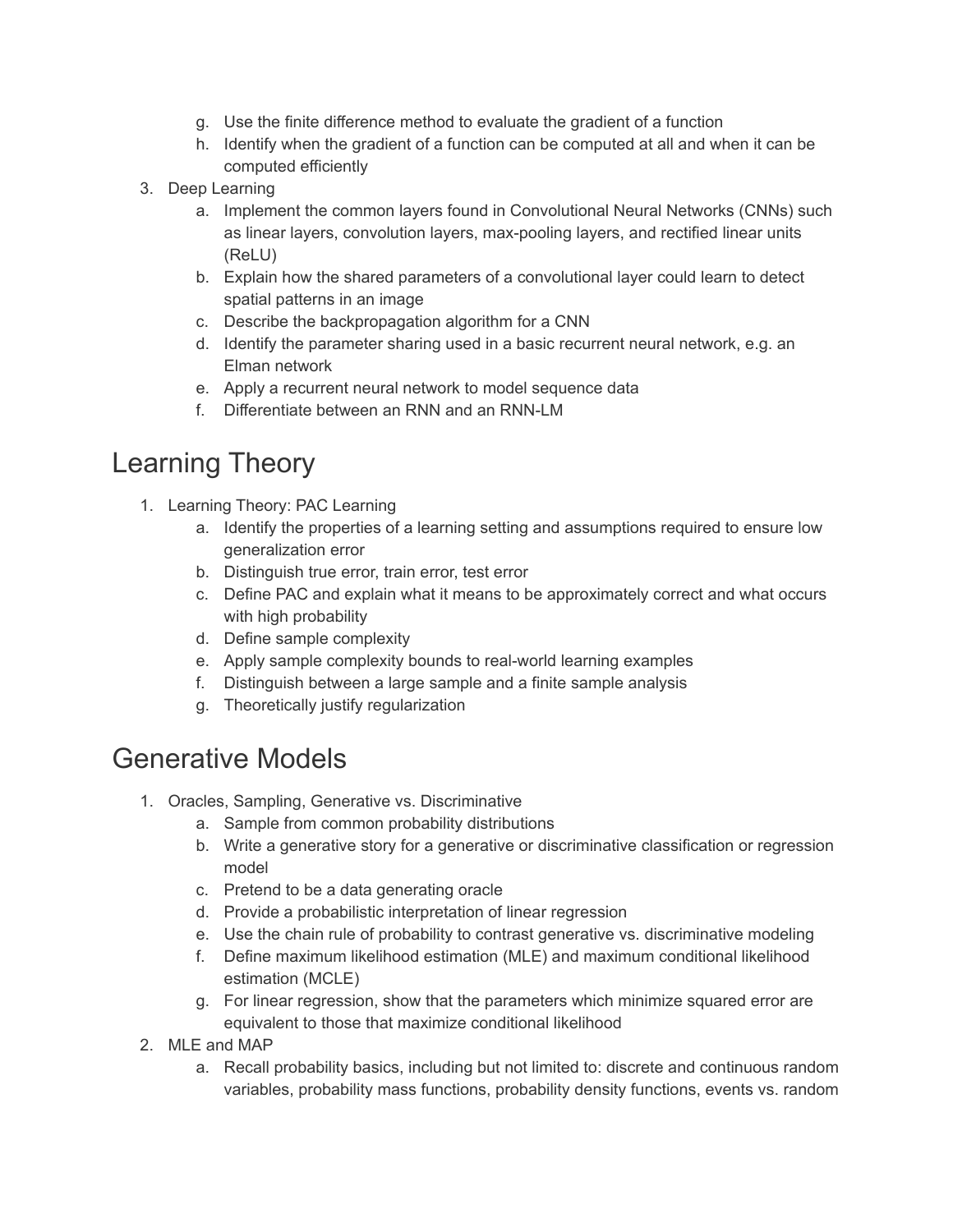g. Use the finite difference method to evaluate the gradient of a function
   h. Identify when the gradient of a function can be computed at all and when it can be computed efficiently

3. Deep Learning
   a. Implement the common layers found in Convolutional Neural Networks (CNNs) such as linear layers, convolution layers, max-pooling layers, and rectified linear units (ReLU)
   b. Explain how the shared parameters of a convolutional layer could learn to detect spatial patterns in an image
   c. Describe the backpropagation algorithm for a CNN
   d. Identify the parameter sharing used in a basic recurrent neural network, e.g. an Elman network
   e. Apply a recurrent neural network to model sequence data
   f. Differentiate between an RNN and an RNN-LM

# Learning Theory

1. Learning Theory: PAC Learning
   a. Identify the properties of a learning setting and assumptions required to ensure low generalization error
   b. Distinguish true error, train error, test error
   c. Define PAC and explain what it means to be approximately correct and what occurs with high probability
   d. Define sample complexity
   e. Apply sample complexity bounds to real-world learning examples
   f. Distinguish between a large sample and a finite sample analysis
   g. Theoretically justify regularization

# Generative Models

1. Oracles, Sampling, Generative vs. Discriminative
   a. Sample from common probability distributions
   b. Write a generative story for a generative or discriminative classification or regression model
   c. Pretend to be a data generating oracle
   d. Provide a probabilistic interpretation of linear regression
   e. Use the chain rule of probability to contrast generative vs. discriminative modeling
   f. Define maximum likelihood estimation (MLE) and maximum conditional likelihood estimation (MCLE)
   g. For linear regression, show that the parameters which minimize squared error are equivalent to those that maximize conditional likelihood

2. MLE and MAP
   a. Recall probability basics, including but not limited to: discrete and continuous random variables, probability mass functions, probability density functions, events vs. random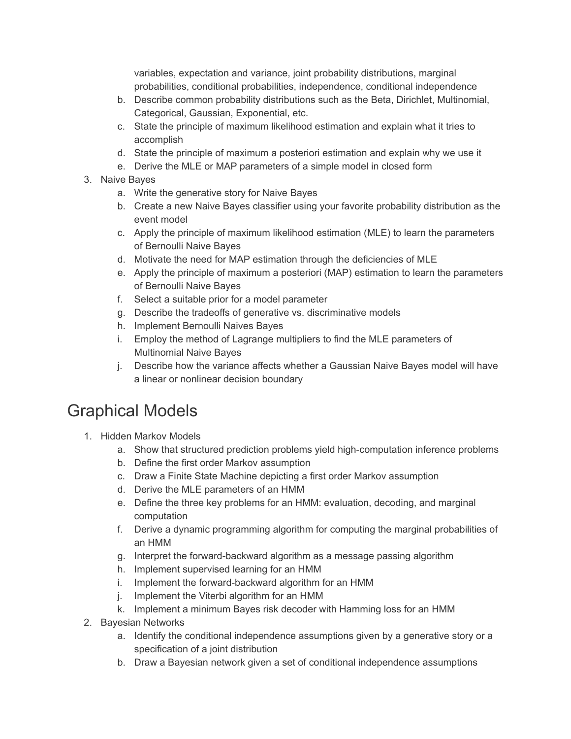variables, expectation and variance, joint probability distributions, marginal probabilities, conditional probabilities, independence, conditional independence

   b. Describe common probability distributions such as the Beta, Dirichlet, Multinomial, Categorical, Gaussian, Exponential, etc.
   c. State the principle of maximum likelihood estimation and explain what it tries to accomplish
   d. State the principle of maximum a posteriori estimation and explain why we use it
   e. Derive the MLE or MAP parameters of a simple model in closed form

3. Naive Bayes
   a. Write the generative story for Naive Bayes
   b. Create a new Naive Bayes classifier using your favorite probability distribution as the event model
   c. Apply the principle of maximum likelihood estimation (MLE) to learn the parameters of Bernoulli Naive Bayes
   d. Motivate the need for MAP estimation through the deficiencies of MLE
   e. Apply the principle of maximum a posteriori (MAP) estimation to learn the parameters of Bernoulli Naive Bayes
   f. Select a suitable prior for a model parameter
   g. Describe the tradeoffs of generative vs. discriminative models
   h. Implement Bernoulli Naives Bayes
   i. Employ the method of Lagrange multipliers to find the MLE parameters of Multinomial Naive Bayes
   j. Describe how the variance affects whether a Gaussian Naive Bayes model will have a linear or nonlinear decision boundary

# Graphical Models

1. Hidden Markov Models
   a. Show that structured prediction problems yield high-computation inference problems
   b. Define the first order Markov assumption
   c. Draw a Finite State Machine depicting a first order Markov assumption
   d. Derive the MLE parameters of an HMM
   e. Define the three key problems for an HMM: evaluation, decoding, and marginal computation
   f. Derive a dynamic programming algorithm for computing the marginal probabilities of an HMM
   g. Interpret the forward-backward algorithm as a message passing algorithm
   h. Implement supervised learning for an HMM
   i. Implement the forward-backward algorithm for an HMM
   j. Implement the Viterbi algorithm for an HMM
   k. Implement a minimum Bayes risk decoder with Hamming loss for an HMM
2. Bayesian Networks
   a. Identify the conditional independence assumptions given by a generative story or a specification of a joint distribution
   b. Draw a Bayesian network given a set of conditional independence assumptions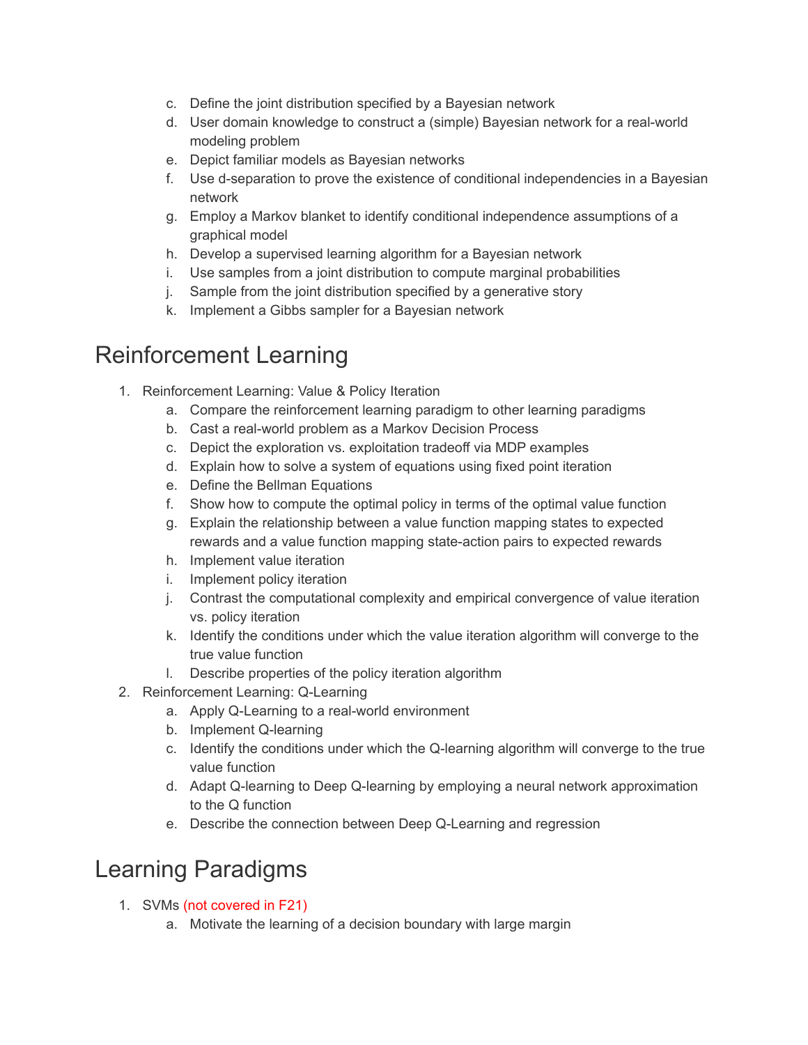c. Define the joint distribution specified by a Bayesian network
d. User domain knowledge to construct a (simple) Bayesian network for a real-world modeling problem
e. Depict familiar models as Bayesian networks
f. Use d-separation to prove the existence of conditional independencies in a Bayesian network
g. Employ a Markov blanket to identify conditional independence assumptions of a graphical model
h. Develop a supervised learning algorithm for a Bayesian network
i. Use samples from a joint distribution to compute marginal probabilities
j. Sample from the joint distribution specified by a generative story
k. Implement a Gibbs sampler for a Bayesian network

# Reinforcement Learning

1. Reinforcement Learning: Value & Policy Iteration
    a. Compare the reinforcement learning paradigm to other learning paradigms
    b. Cast a real-world problem as a Markov Decision Process
    c. Depict the exploration vs. exploitation tradeoff via MDP examples
    d. Explain how to solve a system of equations using fixed point iteration
    e. Define the Bellman Equations
    f. Show how to compute the optimal policy in terms of the optimal value function
    g. Explain the relationship between a value function mapping states to expected rewards and a value function mapping state-action pairs to expected rewards
    h. Implement value iteration
    i. Implement policy iteration
    j. Contrast the computational complexity and empirical convergence of value iteration vs. policy iteration
    k. Identify the conditions under which the value iteration algorithm will converge to the true value function
    l. Describe properties of the policy iteration algorithm
2. Reinforcement Learning: Q-Learning
    a. Apply Q-Learning to a real-world environment
    b. Implement Q-learning
    c. Identify the conditions under which the Q-learning algorithm will converge to the true value function
    d. Adapt Q-learning to Deep Q-learning by employing a neural network approximation to the Q function
    e. Describe the connection between Deep Q-Learning and regression

# Learning Paradigms

1. SVMs (not covered in F21)
    a. Motivate the learning of a decision boundary with large margin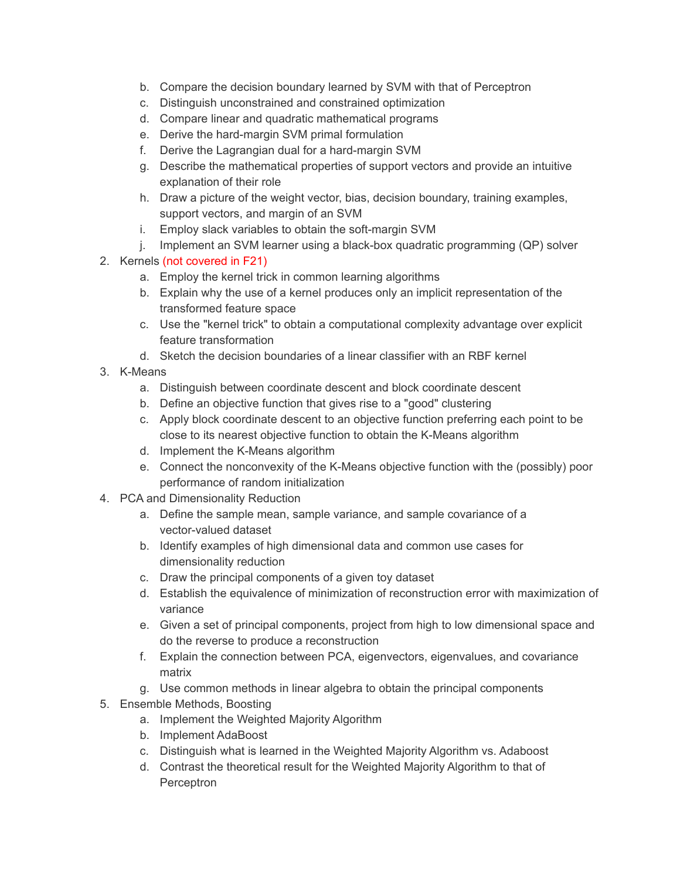b. Compare the decision boundary learned by SVM with that of Perceptron
   c. Distinguish unconstrained and constrained optimization
   d. Compare linear and quadratic mathematical programs
   e. Derive the hard-margin SVM primal formulation
   f. Derive the Lagrangian dual for a hard-margin SVM
   g. Describe the mathematical properties of support vectors and provide an intuitive explanation of their role
   h. Draw a picture of the weight vector, bias, decision boundary, training examples, support vectors, and margin of an SVM
   i. Employ slack variables to obtain the soft-margin SVM
   j. Implement an SVM learner using a black-box quadratic programming (QP) solver
2. Kernels (not covered in F21)
   a. Employ the kernel trick in common learning algorithms
   b. Explain why the use of a kernel produces only an implicit representation of the transformed feature space
   c. Use the "kernel trick" to obtain a computational complexity advantage over explicit feature transformation
   d. Sketch the decision boundaries of a linear classifier with an RBF kernel
3. K-Means
   a. Distinguish between coordinate descent and block coordinate descent
   b. Define an objective function that gives rise to a "good" clustering
   c. Apply block coordinate descent to an objective function preferring each point to be close to its nearest objective function to obtain the K-Means algorithm
   d. Implement the K-Means algorithm
   e. Connect the nonconvexity of the K-Means objective function with the (possibly) poor performance of random initialization
4. PCA and Dimensionality Reduction
   a. Define the sample mean, sample variance, and sample covariance of a vector-valued dataset
   b. Identify examples of high dimensional data and common use cases for dimensionality reduction
   c. Draw the principal components of a given toy dataset
   d. Establish the equivalence of minimization of reconstruction error with maximization of variance
   e. Given a set of principal components, project from high to low dimensional space and do the reverse to produce a reconstruction
   f. Explain the connection between PCA, eigenvectors, eigenvalues, and covariance matrix
   g. Use common methods in linear algebra to obtain the principal components
5. Ensemble Methods, Boosting
   a. Implement the Weighted Majority Algorithm
   b. Implement AdaBoost
   c. Distinguish what is learned in the Weighted Majority Algorithm vs. Adaboost
   d. Contrast the theoretical result for the Weighted Majority Algorithm to that of Perceptron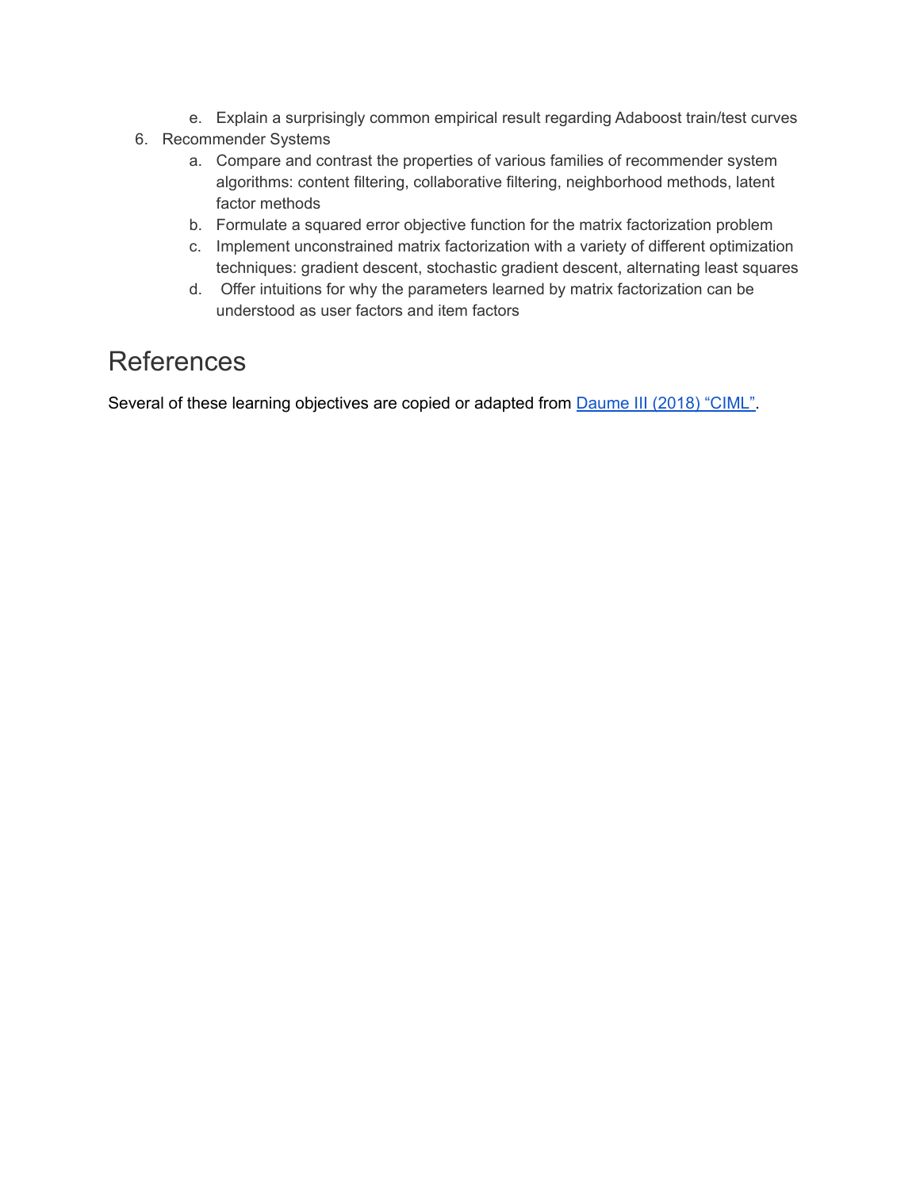e. Explain a surprisingly common empirical result regarding Adaboost train/test curves

6. Recommender Systems
   a. Compare and contrast the properties of various families of recommender system algorithms: content filtering, collaborative filtering, neighborhood methods, latent factor methods
   b. Formulate a squared error objective function for the matrix factorization problem
   c. Implement unconstrained matrix factorization with a variety of different optimization techniques: gradient descent, stochastic gradient descent, alternating least squares
   d. Offer intuitions for why the parameters learned by matrix factorization can be understood as user factors and item factors

# References

Several of these learning objectives are copied or adapted from Daume III (2018) “CIML”.